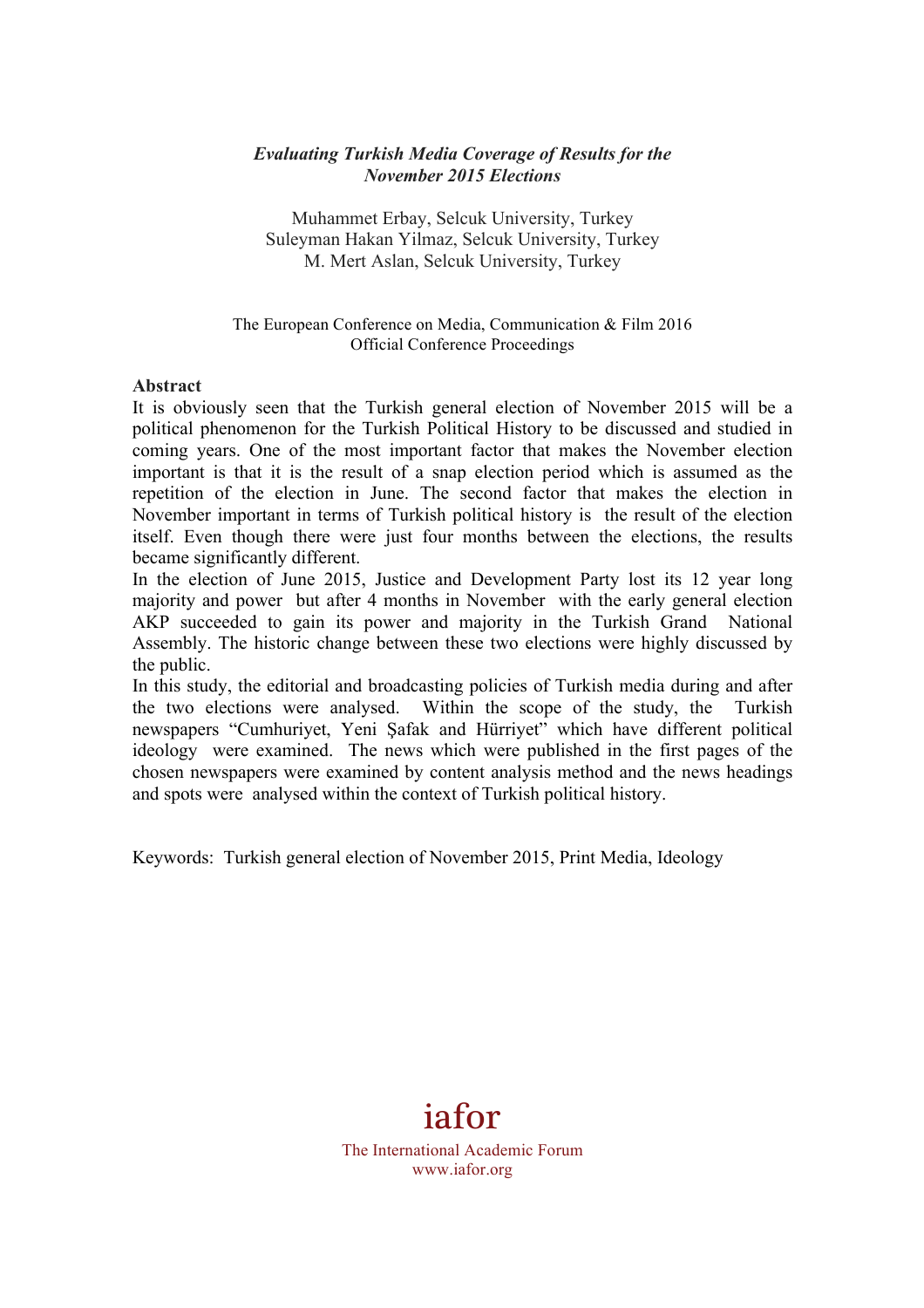***Evaluating Turkish Media Coverage of Results for the November 2015 Elections***

Muhammet Erbay, Selcuk University, Turkey
Suleyman Hakan Yilmaz, Selcuk University, Turkey
M. Mert Aslan, Selcuk University, Turkey

The European Conference on Media, Communication & Film 2016
Official Conference Proceedings

**Abstract**

It is obviously seen that the Turkish general election of November 2015 will be a political phenomenon for the Turkish Political History to be discussed and studied in coming years. One of the most important factor that makes the November election important is that it is the result of a snap election period which is assumed as the repetition of the election in June. The second factor that makes the election in November important in terms of Turkish political history is the result of the election itself. Even though there were just four months between the elections, the results became significantly different.

In the election of June 2015, Justice and Development Party lost its 12 year long majority and power but after 4 months in November with the early general election AKP succeeded to gain its power and majority in the Turkish Grand National Assembly. The historic change between these two elections were highly discussed by the public.

In this study, the editorial and broadcasting policies of Turkish media during and after the two elections were analysed. Within the scope of the study, the Turkish newspapers "Cumhuriyet, Yeni Şafak and Hürriyet" which have different political ideology were examined. The news which were published in the first pages of the chosen newspapers were examined by content analysis method and the news headings and spots were analysed within the context of Turkish political history.

Keywords: Turkish general election of November 2015, Print Media, Ideology

iafor
The International Academic Forum
www.iafor.org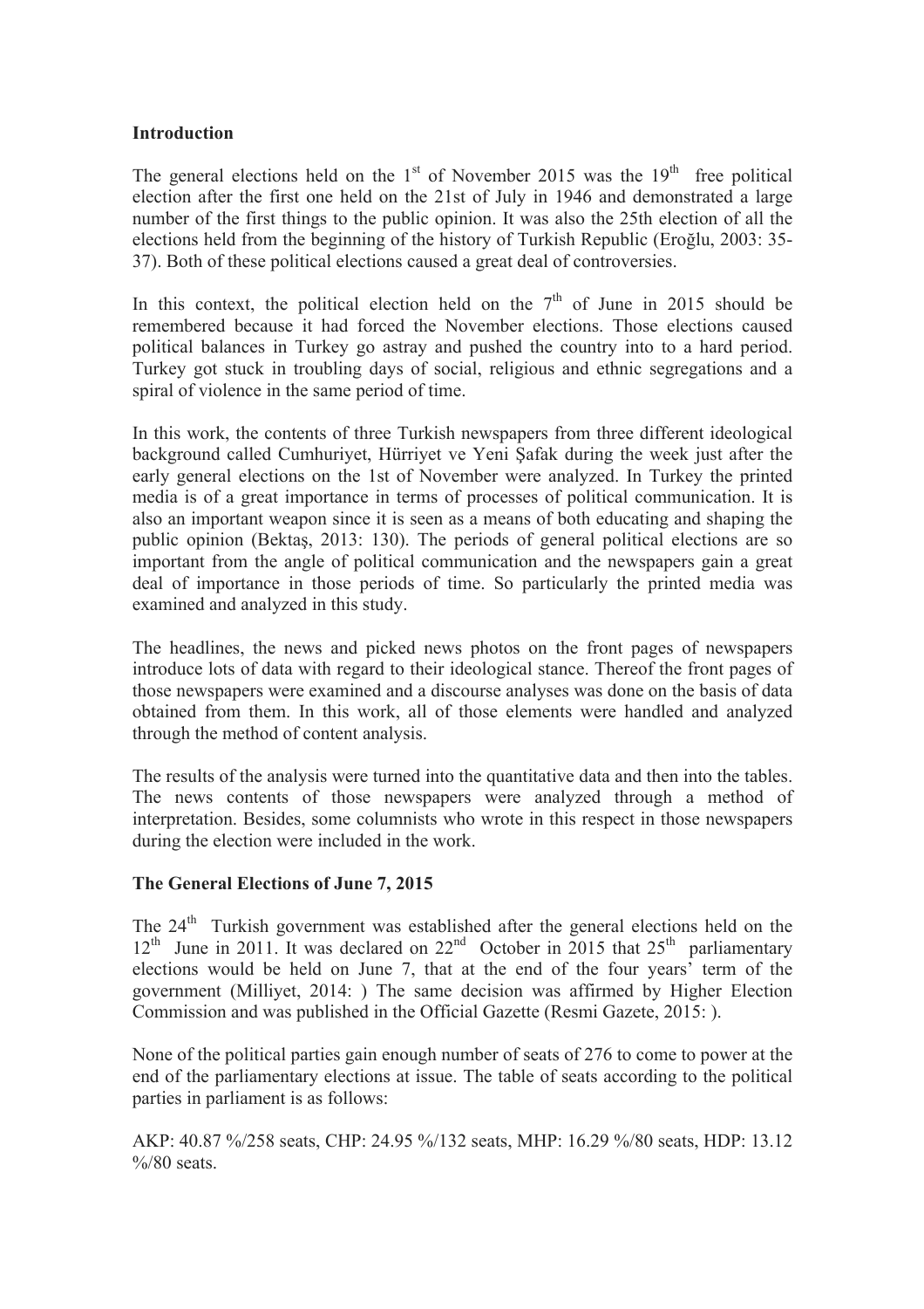**Introduction**

The general elections held on the 1st of November 2015 was the 19th free political election after the first one held on the 21st of July in 1946 and demonstrated a large number of the first things to the public opinion. It was also the 25th election of all the elections held from the beginning of the history of Turkish Republic (Eroğlu, 2003: 35-37). Both of these political elections caused a great deal of controversies.

In this context, the political election held on the 7th of June in 2015 should be remembered because it had forced the November elections. Those elections caused political balances in Turkey go astray and pushed the country into to a hard period. Turkey got stuck in troubling days of social, religious and ethnic segregations and a spiral of violence in the same period of time.

In this work, the contents of three Turkish newspapers from three different ideological background called Cumhuriyet, Hürriyet ve Yeni Şafak during the week just after the early general elections on the 1st of November were analyzed. In Turkey the printed media is of a great importance in terms of processes of political communication. It is also an important weapon since it is seen as a means of both educating and shaping the public opinion (Bektaş, 2013: 130). The periods of general political elections are so important from the angle of political communication and the newspapers gain a great deal of importance in those periods of time. So particularly the printed media was examined and analyzed in this study.

The headlines, the news and picked news photos on the front pages of newspapers introduce lots of data with regard to their ideological stance. Thereof the front pages of those newspapers were examined and a discourse analyses was done on the basis of data obtained from them. In this work, all of those elements were handled and analyzed through the method of content analysis.

The results of the analysis were turned into the quantitative data and then into the tables. The news contents of those newspapers were analyzed through a method of interpretation. Besides, some columnists who wrote in this respect in those newspapers during the election were included in the work.

**The General Elections of June 7, 2015**

The 24th Turkish government was established after the general elections held on the 12th June in 2011. It was declared on 22nd October in 2015 that 25th parliamentary elections would be held on June 7, that at the end of the four years' term of the government (Milliyet, 2014: ) The same decision was affirmed by Higher Election Commission and was published in the Official Gazette (Resmi Gazete, 2015: ).

None of the political parties gain enough number of seats of 276 to come to power at the end of the parliamentary elections at issue. The table of seats according to the political parties in parliament is as follows:

AKP: 40.87 %/258 seats, CHP: 24.95 %/132 seats, MHP: 16.29 %/80 seats, HDP: 13.12 %/80 seats.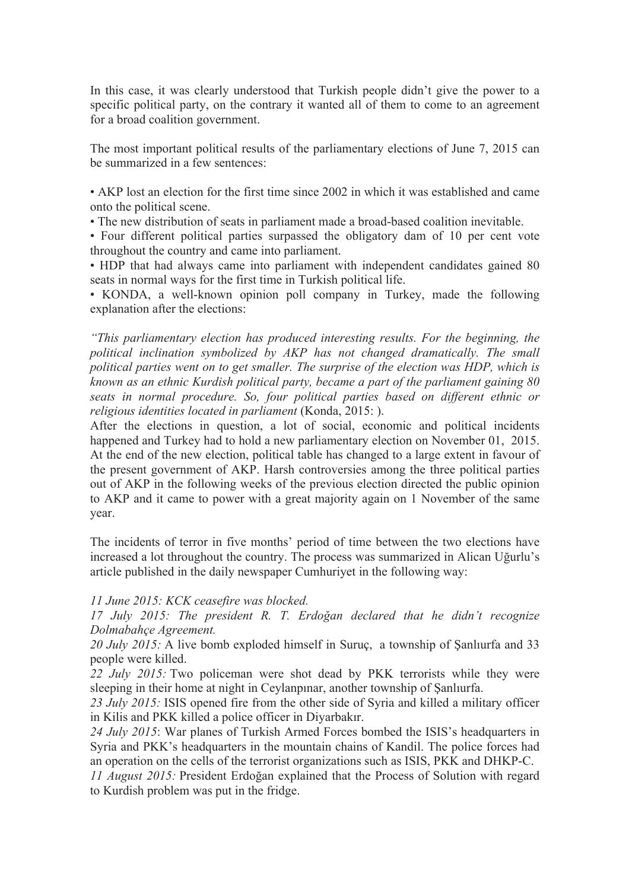In this case, it was clearly understood that Turkish people didn't give the power to a specific political party, on the contrary it wanted all of them to come to an agreement for a broad coalition government.

The most important political results of the parliamentary elections of June 7, 2015 can be summarized in a few sentences:

- AKP lost an election for the first time since 2002 in which it was established and came onto the political scene.
- The new distribution of seats in parliament made a broad-based coalition inevitable.
- Four different political parties surpassed the obligatory dam of 10 per cent vote throughout the country and came into parliament.
- HDP that had always came into parliament with independent candidates gained 80 seats in normal ways for the first time in Turkish political life.
- KONDA, a well-known opinion poll company in Turkey, made the following explanation after the elections:

*"This parliamentary election has produced interesting results. For the beginning, the political inclination symbolized by AKP has not changed dramatically. The small political parties went on to get smaller. The surprise of the election was HDP, which is known as an ethnic Kurdish political party, became a part of the parliament gaining 80 seats in normal procedure. So, four political parties based on different ethnic or religious identities located in parliament* (Konda, 2015: ).

After the elections in question, a lot of social, economic and political incidents happened and Turkey had to hold a new parliamentary election on November 01, 2015. At the end of the new election, political table has changed to a large extent in favour of the present government of AKP. Harsh controversies among the three political parties out of AKP in the following weeks of the previous election directed the public opinion to AKP and it came to power with a great majority again on 1 November of the same year.

The incidents of terror in five months' period of time between the two elections have increased a lot throughout the country. The process was summarized in Alican Uğurlu's article published in the daily newspaper Cumhuriyet in the following way:

*11 June 2015: KCK ceasefire was blocked.*

*17 July 2015: The president R. T. Erdoğan declared that he didn't recognize Dolmabahçe Agreement.*

*20 July 2015:* A live bomb exploded himself in Suruç, a township of Şanlıurfa and 33 people were killed.

*22 July 2015:* Two policeman were shot dead by PKK terrorists while they were sleeping in their home at night in Ceylanpınar, another township of Şanlıurfa.

*23 July 2015:* ISIS opened fire from the other side of Syria and killed a military officer in Kilis and PKK killed a police officer in Diyarbakır.

*24 July 2015*: War planes of Turkish Armed Forces bombed the ISIS's headquarters in Syria and PKK's headquarters in the mountain chains of Kandil. The police forces had an operation on the cells of the terrorist organizations such as ISIS, PKK and DHKP-C.

*11 August 2015:* President Erdoğan explained that the Process of Solution with regard to Kurdish problem was put in the fridge.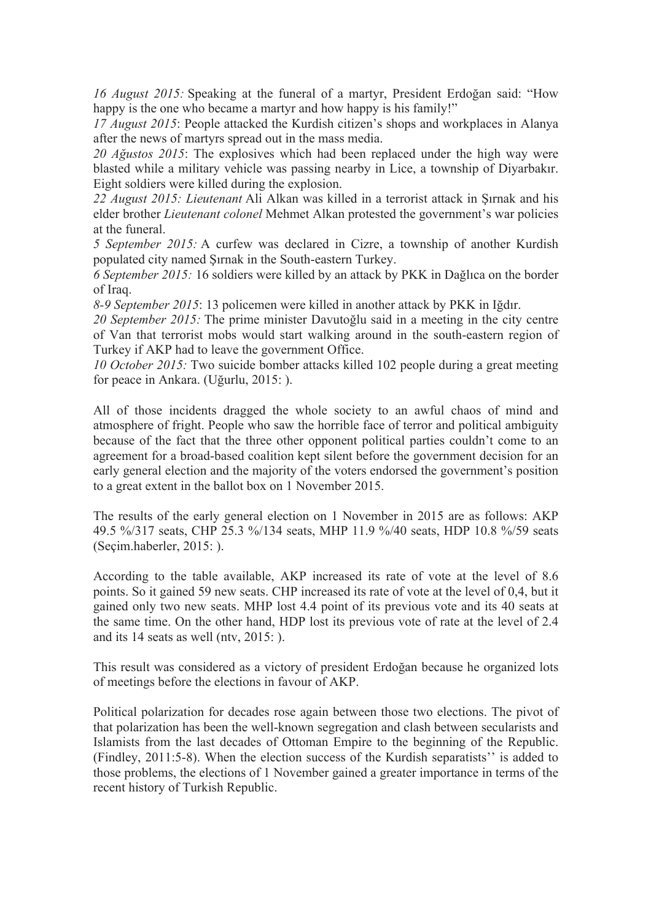*16 August 2015:* Speaking at the funeral of a martyr, President Erdoğan said: "How happy is the one who became a martyr and how happy is his family!"

*17 August 2015*: People attacked the Kurdish citizen's shops and workplaces in Alanya after the news of martyrs spread out in the mass media.

*20 Ağustos 2015*: The explosives which had been replaced under the high way were blasted while a military vehicle was passing nearby in Lice, a township of Diyarbakır. Eight soldiers were killed during the explosion.

*22 August 2015: Lieutenant* Ali Alkan was killed in a terrorist attack in Şırnak and his elder brother *Lieutenant colonel* Mehmet Alkan protested the government's war policies at the funeral.

*5 September 2015:* A curfew was declared in Cizre, a township of another Kurdish populated city named Şırnak in the South-eastern Turkey.

*6 September 2015:* 16 soldiers were killed by an attack by PKK in Dağlıca on the border of Iraq.

*8-9 September 2015*: 13 policemen were killed in another attack by PKK in Iğdır.

*20 September 2015:* The prime minister Davutoğlu said in a meeting in the city centre of Van that terrorist mobs would start walking around in the south-eastern region of Turkey if AKP had to leave the government Office.

*10 October 2015:* Two suicide bomber attacks killed 102 people during a great meeting for peace in Ankara. (Uğurlu, 2015: ).

All of those incidents dragged the whole society to an awful chaos of mind and atmosphere of fright. People who saw the horrible face of terror and political ambiguity because of the fact that the three other opponent political parties couldn't come to an agreement for a broad-based coalition kept silent before the government decision for an early general election and the majority of the voters endorsed the government's position to a great extent in the ballot box on 1 November 2015.

The results of the early general election on 1 November in 2015 are as follows: AKP 49.5 %/317 seats, CHP 25.3 %/134 seats, MHP 11.9 %/40 seats, HDP 10.8 %/59 seats (Seçim.haberler, 2015: ).

According to the table available, AKP increased its rate of vote at the level of 8.6 points. So it gained 59 new seats. CHP increased its rate of vote at the level of 0,4, but it gained only two new seats. MHP lost 4.4 point of its previous vote and its 40 seats at the same time. On the other hand, HDP lost its previous vote of rate at the level of 2.4 and its 14 seats as well (ntv, 2015: ).

This result was considered as a victory of president Erdoğan because he organized lots of meetings before the elections in favour of AKP.

Political polarization for decades rose again between those two elections. The pivot of that polarization has been the well-known segregation and clash between secularists and Islamists from the last decades of Ottoman Empire to the beginning of the Republic. (Findley, 2011:5-8). When the election success of the Kurdish separatists'' is added to those problems, the elections of 1 November gained a greater importance in terms of the recent history of Turkish Republic.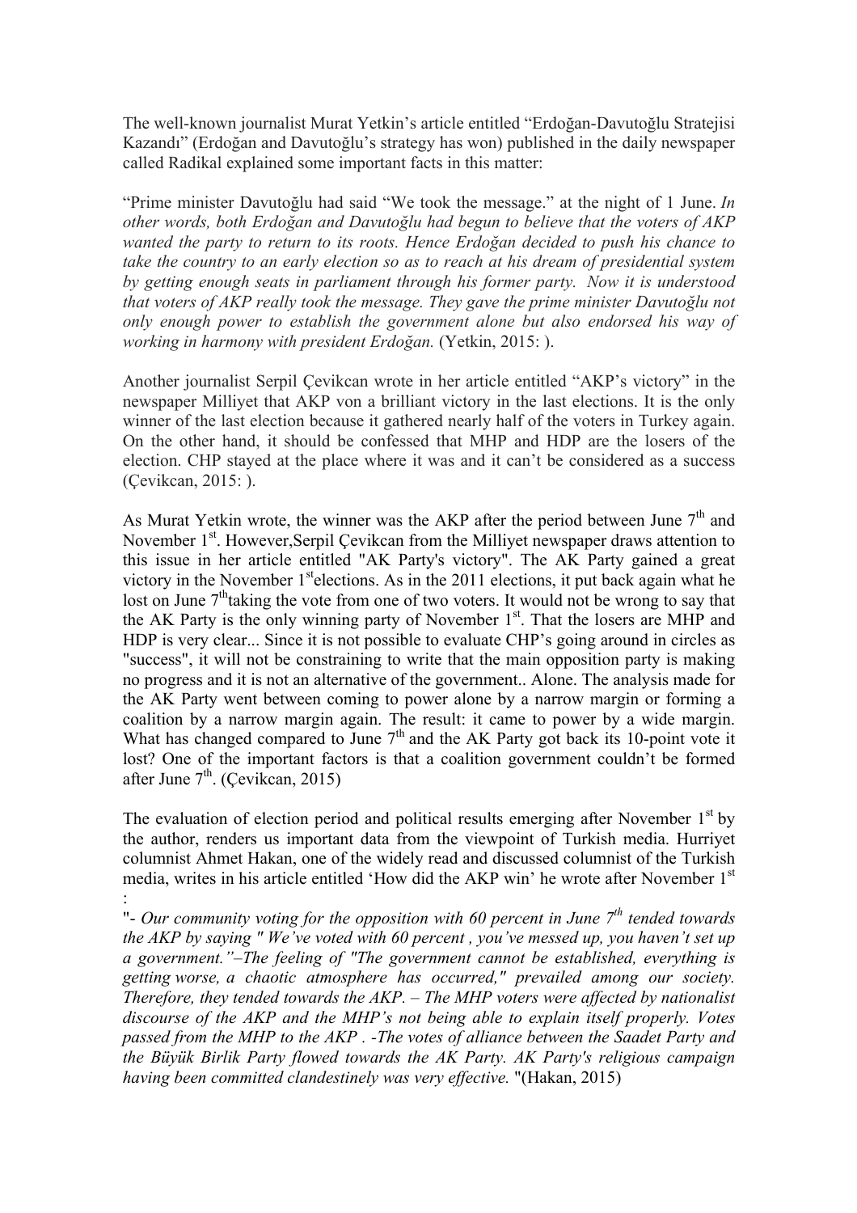The well-known journalist Murat Yetkin's article entitled "Erdoğan-Davutoğlu Stratejisi Kazandı" (Erdoğan and Davutoğlu's strategy has won) published in the daily newspaper called Radikal explained some important facts in this matter:

"Prime minister Davutoğlu had said "We took the message." at the night of 1 June. *In other words, both Erdoğan and Davutoğlu had begun to believe that the voters of AKP wanted the party to return to its roots. Hence Erdoğan decided to push his chance to take the country to an early election so as to reach at his dream of presidential system by getting enough seats in parliament through his former party. Now it is understood that voters of AKP really took the message. They gave the prime minister Davutoğlu not only enough power to establish the government alone but also endorsed his way of working in harmony with president Erdoğan.* (Yetkin, 2015: ).

Another journalist Serpil Çevikcan wrote in her article entitled "AKP's victory" in the newspaper Milliyet that AKP von a brilliant victory in the last elections. It is the only winner of the last election because it gathered nearly half of the voters in Turkey again. On the other hand, it should be confessed that MHP and HDP are the losers of the election. CHP stayed at the place where it was and it can't be considered as a success (Çevikcan, 2015: ).

As Murat Yetkin wrote, the winner was the AKP after the period between June 7th and November 1st. However,Serpil Çevikcan from the Milliyet newspaper draws attention to this issue in her article entitled "AK Party's victory". The AK Party gained a great victory in the November 1stelections. As in the 2011 elections, it put back again what he lost on June 7thtaking the vote from one of two voters. It would not be wrong to say that the AK Party is the only winning party of November 1st. That the losers are MHP and HDP is very clear... Since it is not possible to evaluate CHP's going around in circles as "success", it will not be constraining to write that the main opposition party is making no progress and it is not an alternative of the government.. Alone. The analysis made for the AK Party went between coming to power alone by a narrow margin or forming a coalition by a narrow margin again. The result: it came to power by a wide margin. What has changed compared to June 7th and the AK Party got back its 10-point vote it lost? One of the important factors is that a coalition government couldn't be formed after June 7th. (Çevikcan, 2015)

The evaluation of election period and political results emerging after November 1st by the author, renders us important data from the viewpoint of Turkish media. Hurriyet columnist Ahmet Hakan, one of the widely read and discussed columnist of the Turkish media, writes in his article entitled 'How did the AKP win' he wrote after November 1st :

"- *Our community voting for the opposition with 60 percent in June 7th tended towards the AKP by saying " We've voted with 60 percent , you've messed up, you haven't set up a government."–The feeling of "The government cannot be established, everything is getting worse, a chaotic atmosphere has occurred," prevailed among our society. Therefore, they tended towards the AKP. – The MHP voters were affected by nationalist discourse of the AKP and the MHP's not being able to explain itself properly. Votes passed from the MHP to the AKP . -The votes of alliance between the Saadet Party and the Büyük Birlik Party flowed towards the AK Party. AK Party's religious campaign having been committed clandestinely was very effective.* "(Hakan, 2015)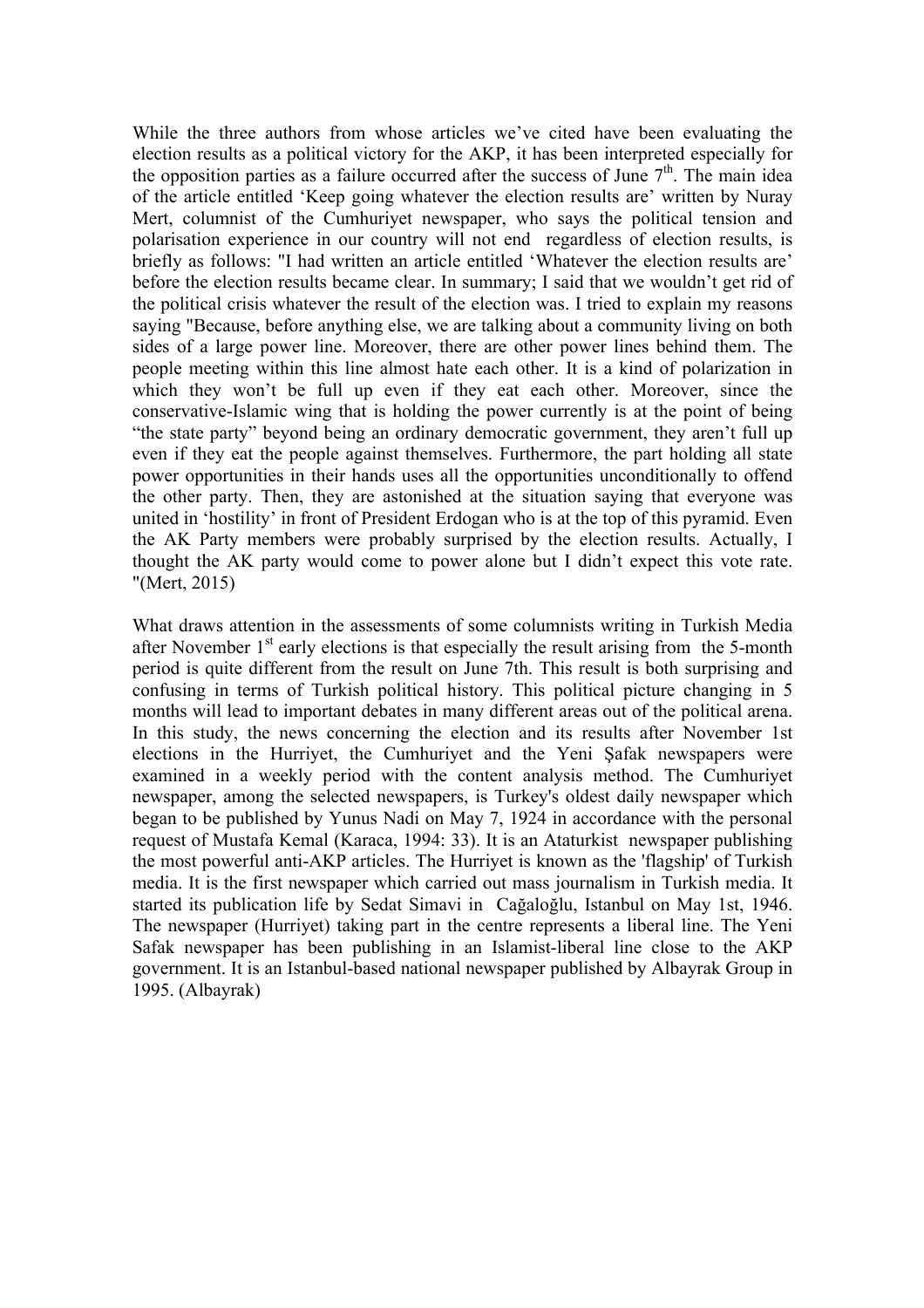While the three authors from whose articles we've cited have been evaluating the election results as a political victory for the AKP, it has been interpreted especially for the opposition parties as a failure occurred after the success of June 7$^{th}$. The main idea of the article entitled 'Keep going whatever the election results are' written by Nuray Mert, columnist of the Cumhuriyet newspaper, who says the political tension and polarisation experience in our country will not end regardless of election results, is briefly as follows: "I had written an article entitled 'Whatever the election results are' before the election results became clear. In summary; I said that we wouldn't get rid of the political crisis whatever the result of the election was. I tried to explain my reasons saying "Because, before anything else, we are talking about a community living on both sides of a large power line. Moreover, there are other power lines behind them. The people meeting within this line almost hate each other. It is a kind of polarization in which they won't be full up even if they eat each other. Moreover, since the conservative-Islamic wing that is holding the power currently is at the point of being "the state party" beyond being an ordinary democratic government, they aren't full up even if they eat the people against themselves. Furthermore, the part holding all state power opportunities in their hands uses all the opportunities unconditionally to offend the other party. Then, they are astonished at the situation saying that everyone was united in 'hostility' in front of President Erdogan who is at the top of this pyramid. Even the AK Party members were probably surprised by the election results. Actually, I thought the AK party would come to power alone but I didn't expect this vote rate. "(Mert, 2015)

What draws attention in the assessments of some columnists writing in Turkish Media after November 1$^{st}$ early elections is that especially the result arising from the 5-month period is quite different from the result on June 7th. This result is both surprising and confusing in terms of Turkish political history. This political picture changing in 5 months will lead to important debates in many different areas out of the political arena. In this study, the news concerning the election and its results after November 1st elections in the Hurriyet, the Cumhuriyet and the Yeni Şafak newspapers were examined in a weekly period with the content analysis method. The Cumhuriyet newspaper, among the selected newspapers, is Turkey's oldest daily newspaper which began to be published by Yunus Nadi on May 7, 1924 in accordance with the personal request of Mustafa Kemal (Karaca, 1994: 33). It is an Ataturkist newspaper publishing the most powerful anti-AKP articles. The Hurriyet is known as the 'flagship' of Turkish media. It is the first newspaper which carried out mass journalism in Turkish media. It started its publication life by Sedat Simavi in Cağaloğlu, Istanbul on May 1st, 1946. The newspaper (Hurriyet) taking part in the centre represents a liberal line. The Yeni Safak newspaper has been publishing in an Islamist-liberal line close to the AKP government. It is an Istanbul-based national newspaper published by Albayrak Group in 1995. (Albayrak)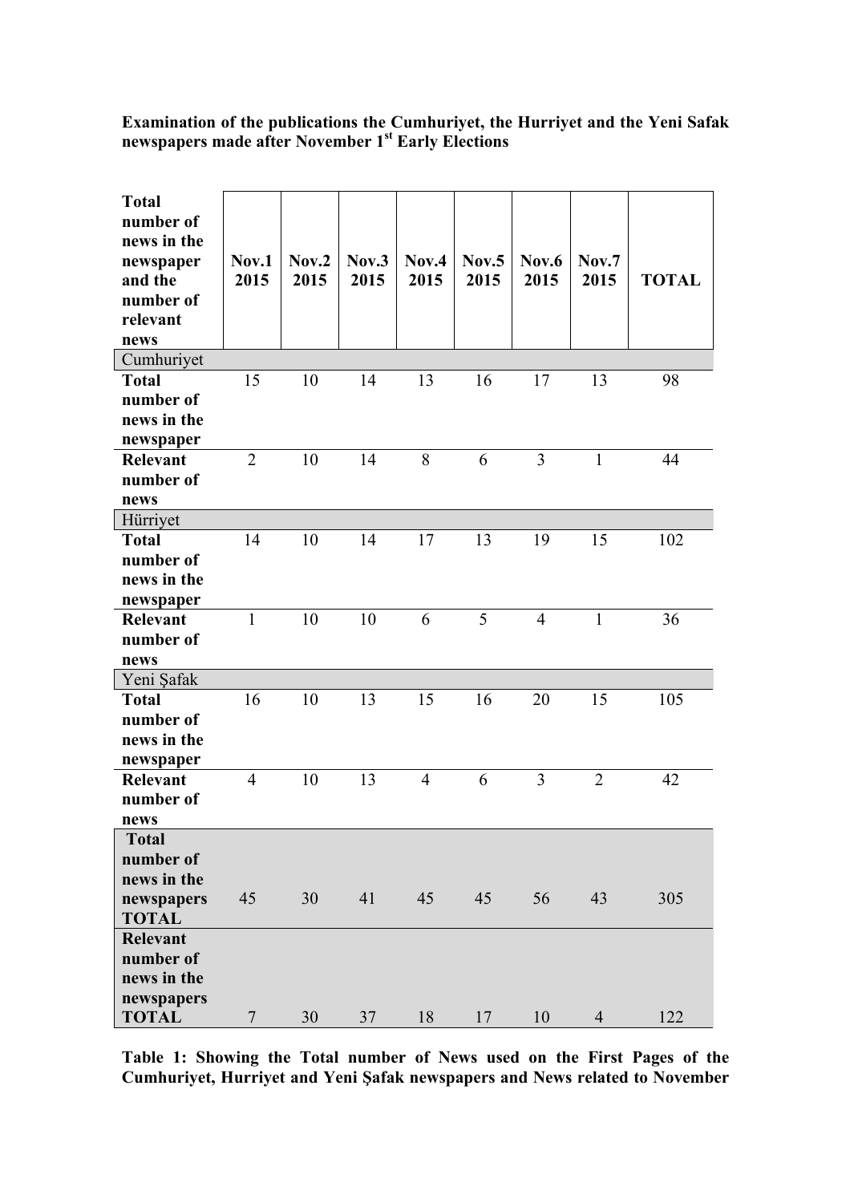**Examination of the publications the Cumhuriyet, the Hurriyet and the Yeni Safak newspapers made after November 1st Early Elections**

| Total number of news in the newspaper and the number of relevant news | Nov.1 2015 | Nov.2 2015 | Nov.3 2015 | Nov.4 2015 | Nov.5 2015 | Nov.6 2015 | Nov.7 2015 | TOTAL |
|---|---|---|---|---|---|---|---|---|
| Cumhuriyet | | | | | | | | |
| **Total number of news in the newspaper** | 15 | 10 | 14 | 13 | 16 | 17 | 13 | 98 |
| **Relevant number of news** | 2 | 10 | 14 | 8 | 6 | 3 | 1 | 44 |
| Hürriyet | | | | | | | | |
| **Total number of news in the newspaper** | 14 | 10 | 14 | 17 | 13 | 19 | 15 | 102 |
| **Relevant number of news** | 1 | 10 | 10 | 6 | 5 | 4 | 1 | 36 |
| Yeni Şafak | | | | | | | | |
| **Total number of news in the newspaper** | 16 | 10 | 13 | 15 | 16 | 20 | 15 | 105 |
| **Relevant number of news** | 4 | 10 | 13 | 4 | 6 | 3 | 2 | 42 |
| **Total number of news in the newspapers TOTAL** | 45 | 30 | 41 | 45 | 45 | 56 | 43 | 305 |
| **Relevant number of news in the newspapers TOTAL** | 7 | 30 | 37 | 18 | 17 | 10 | 4 | 122 |

**Table 1: Showing the Total number of News used on the First Pages of the Cumhuriyet, Hurriyet and Yeni Şafak newspapers and News related to November**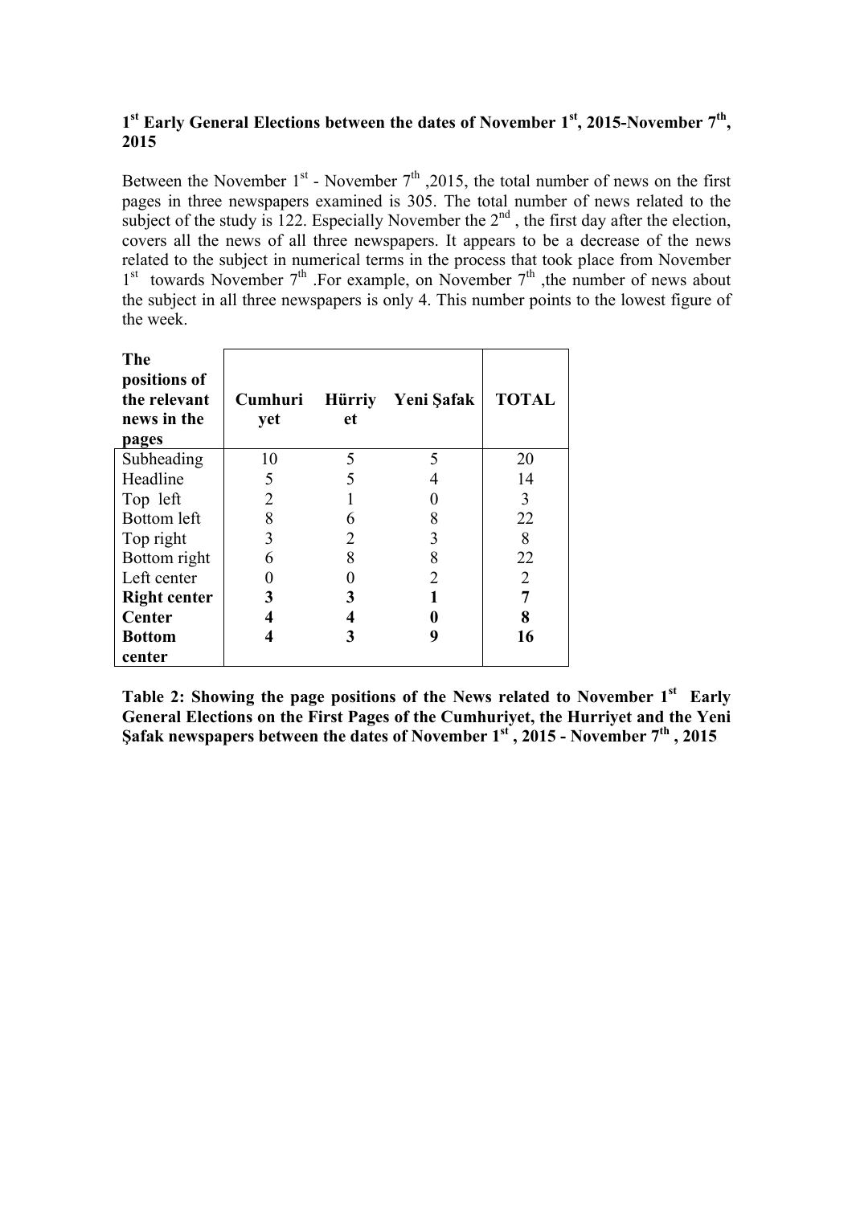### 1st Early General Elections between the dates of November 1st, 2015-November 7th, 2015

Between the November 1st - November 7th ,2015, the total number of news on the first pages in three newspapers examined is 305. The total number of news related to the subject of the study is 122. Especially November the 2nd , the first day after the election, covers all the news of all three newspapers. It appears to be a decrease of the news related to the subject in numerical terms in the process that took place from November 1st towards November 7th .For example, on November 7th ,the number of news about the subject in all three newspapers is only 4. This number points to the lowest figure of the week.

| **The positions of the relevant news in the pages** | **Cumhuriyet** | **Hürriyet** | **Yeni Şafak** | **TOTAL** |
|---|---|---|---|---|
| Subheading | 10 | 5 | 5 | 20 |
| Headline | 5 | 5 | 4 | 14 |
| Top left | 2 | 1 | 0 | 3 |
| Bottom left | 8 | 6 | 8 | 22 |
| Top right | 3 | 2 | 3 | 8 |
| Bottom right | 6 | 8 | 8 | 22 |
| Left center | 0 | 0 | 2 | 2 |
| **Right center** | **3** | **3** | **1** | **7** |
| **Center** | **4** | **4** | **0** | **8** |
| **Bottom center** | **4** | **3** | **9** | **16** |

**Table 2: Showing the page positions of the News related to November 1st Early General Elections on the First Pages of the Cumhuriyet, the Hurriyet and the Yeni Şafak newspapers between the dates of November 1st , 2015 - November 7th , 2015**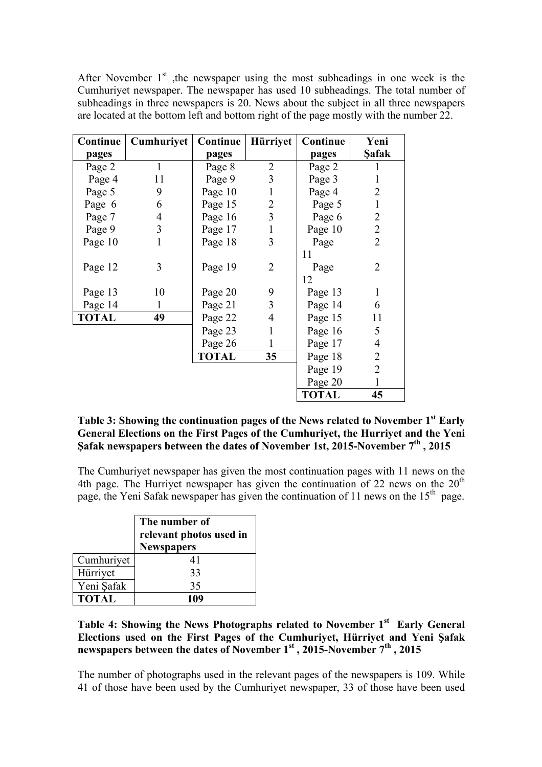After November 1st ,the newspaper using the most subheadings in one week is the Cumhuriyet newspaper. The newspaper has used 10 subheadings. The total number of subheadings in three newspapers is 20. News about the subject in all three newspapers are located at the bottom left and bottom right of the page mostly with the number 22.

| Continue pages | Cumhuriyet | Continue pages | Hürriyet | Continue pages | Yeni Şafak |
|---|---|---|---|---|---|
| Page 2 | 1 | Page 8 | 2 | Page 2 | 1 |
| Page 4 | 11 | Page 9 | 3 | Page 3 | 1 |
| Page 5 | 9 | Page 10 | 1 | Page 4 | 2 |
| Page 6 | 6 | Page 15 | 2 | Page 5 | 1 |
| Page 7 | 4 | Page 16 | 3 | Page 6 | 2 |
| Page 9 | 3 | Page 17 | 1 | Page 10 | 2 |
| Page 10 | 1 | Page 18 | 3 | Page 11 | 2 |
| Page 12 | 3 | Page 19 | 2 | Page 12 | 2 |
| Page 13 | 10 | Page 20 | 9 | Page 13 | 1 |
| Page 14 | 1 | Page 21 | 3 | Page 14 | 6 |
| **TOTAL** | **49** | Page 22 | 4 | Page 15 | 11 |
| | | Page 23 | 1 | Page 16 | 5 |
| | | Page 26 | 1 | Page 17 | 4 |
| | | **TOTAL** | **35** | Page 18 | 2 |
| | | | | Page 19 | 2 |
| | | | | Page 20 | 1 |
| | | | | **TOTAL** | **45** |

**Table 3: Showing the continuation pages of the News related to November 1st Early General Elections on the First Pages of the Cumhuriyet, the Hurriyet and the Yeni Şafak newspapers between the dates of November 1st, 2015-November 7th , 2015**

The Cumhuriyet newspaper has given the most continuation pages with 11 news on the 4th page. The Hurriyet newspaper has given the continuation of 22 news on the 20th page, the Yeni Safak newspaper has given the continuation of 11 news on the 15th page.

| | The number of relevant photos used in Newspapers |
|---|---|
| Cumhuriyet | 41 |
| Hürriyet | 33 |
| Yeni Şafak | 35 |
| **TOTAL** | **109** |

**Table 4: Showing the News Photographs related to November 1st Early General Elections used on the First Pages of the Cumhuriyet, Hürriyet and Yeni Şafak newspapers between the dates of November 1st , 2015-November 7th , 2015**

The number of photographs used in the relevant pages of the newspapers is 109. While 41 of those have been used by the Cumhuriyet newspaper, 33 of those have been used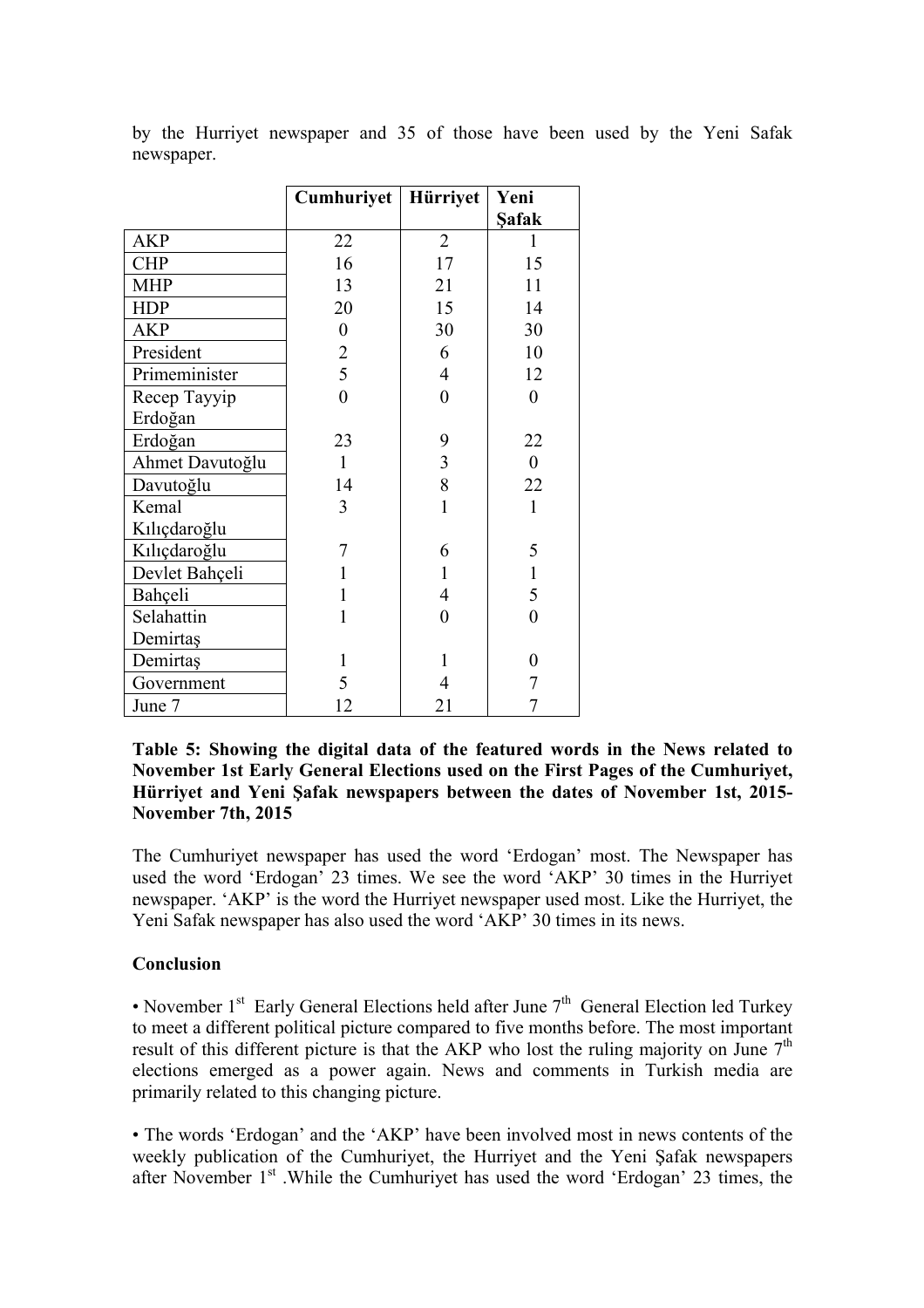by the Hurriyet newspaper and 35 of those have been used by the Yeni Safak newspaper.

| | Cumhuriyet | Hürriyet | Yeni Şafak |
|---|---|---|---|
| AKP | 22 | 2 | 1 |
| CHP | 16 | 17 | 15 |
| MHP | 13 | 21 | 11 |
| HDP | 20 | 15 | 14 |
| AKP | 0 | 30 | 30 |
| President | 2 | 6 | 10 |
| Primeminister | 5 | 4 | 12 |
| Recep Tayyip Erdoğan | 0 | 0 | 0 |
| Erdoğan | 23 | 9 | 22 |
| Ahmet Davutoğlu | 1 | 3 | 0 |
| Davutoğlu | 14 | 8 | 22 |
| Kemal Kılıçdaroğlu | 3 | 1 | 1 |
| Kılıçdaroğlu | 7 | 6 | 5 |
| Devlet Bahçeli | 1 | 1 | 1 |
| Bahçeli | 1 | 4 | 5 |
| Selahattin Demirtaş | 1 | 0 | 0 |
| Demirtaş | 1 | 1 | 0 |
| Government | 5 | 4 | 7 |
| June 7 | 12 | 21 | 7 |

**Table 5: Showing the digital data of the featured words in the News related to November 1st Early General Elections used on the First Pages of the Cumhuriyet, Hürriyet and Yeni Şafak newspapers between the dates of November 1st, 2015-November 7th, 2015**

The Cumhuriyet newspaper has used the word 'Erdogan' most. The Newspaper has used the word 'Erdogan' 23 times. We see the word 'AKP' 30 times in the Hurriyet newspaper. 'AKP' is the word the Hurriyet newspaper used most. Like the Hurriyet, the Yeni Safak newspaper has also used the word 'AKP' 30 times in its news.

**Conclusion**

• November 1st Early General Elections held after June 7th General Election led Turkey to meet a different political picture compared to five months before. The most important result of this different picture is that the AKP who lost the ruling majority on June 7th elections emerged as a power again. News and comments in Turkish media are primarily related to this changing picture.

• The words 'Erdogan' and the 'AKP' have been involved most in news contents of the weekly publication of the Cumhuriyet, the Hurriyet and the Yeni Şafak newspapers after November 1st .While the Cumhuriyet has used the word 'Erdogan' 23 times, the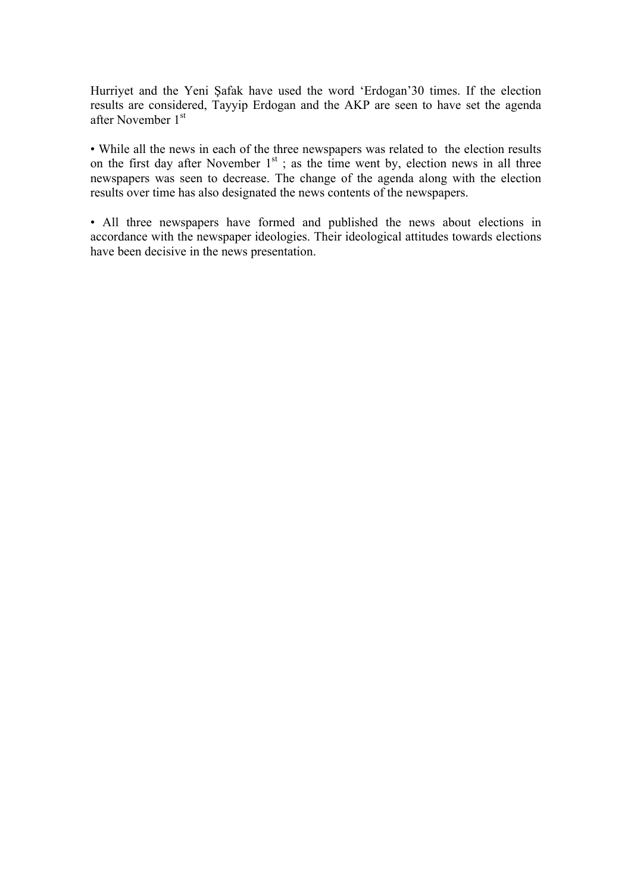Hurriyet and the Yeni Şafak have used the word 'Erdogan'30 times. If the election results are considered, Tayyip Erdogan and the AKP are seen to have set the agenda after November 1st

• While all the news in each of the three newspapers was related to the election results on the first day after November 1st ; as the time went by, election news in all three newspapers was seen to decrease. The change of the agenda along with the election results over time has also designated the news contents of the newspapers.

• All three newspapers have formed and published the news about elections in accordance with the newspaper ideologies. Their ideological attitudes towards elections have been decisive in the news presentation.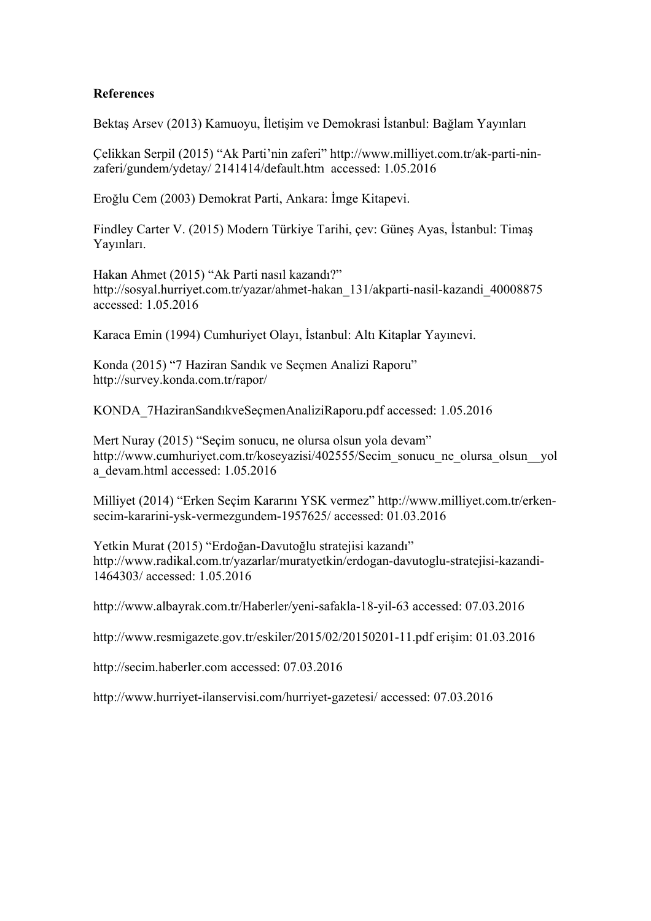**References**

Bektaş Arsev (2013) Kamuoyu, İletişim ve Demokrasi İstanbul: Bağlam Yayınları

Çelikkan Serpil (2015) "Ak Parti'nin zaferi" http://www.milliyet.com.tr/ak-parti-nin-zaferi/gundem/ydetay/ 2141414/default.htm accessed: 1.05.2016

Eroğlu Cem (2003) Demokrat Parti, Ankara: İmge Kitapevi.

Findley Carter V. (2015) Modern Türkiye Tarihi, çev: Güneş Ayas, İstanbul: Timaş Yayınları.

Hakan Ahmet (2015) "Ak Parti nasıl kazandı?" http://sosyal.hurriyet.com.tr/yazar/ahmet-hakan_131/akparti-nasil-kazandi_40008875 accessed: 1.05.2016

Karaca Emin (1994) Cumhuriyet Olayı, İstanbul: Altı Kitaplar Yayınevi.

Konda (2015) "7 Haziran Sandık ve Seçmen Analizi Raporu" http://survey.konda.com.tr/rapor/

KONDA_7HaziranSandıkveSeçmenAnaliziRaporu.pdf accessed: 1.05.2016

Mert Nuray (2015) "Seçim sonucu, ne olursa olsun yola devam" http://www.cumhuriyet.com.tr/koseyazisi/402555/Secim_sonucu_ne_olursa_olsun__yola_devam.html accessed: 1.05.2016

Milliyet (2014) "Erken Seçim Kararını YSK vermez" http://www.milliyet.com.tr/erken-secim-kararini-ysk-vermezgundem-1957625/ accessed: 01.03.2016

Yetkin Murat (2015) "Erdoğan-Davutoğlu stratejisi kazandı" http://www.radikal.com.tr/yazarlar/muratyetkin/erdogan-davutoglu-stratejisi-kazandi-1464303/ accessed: 1.05.2016

http://www.albayrak.com.tr/Haberler/yeni-safakla-18-yil-63 accessed: 07.03.2016

http://www.resmigazete.gov.tr/eskiler/2015/02/20150201-11.pdf erişim: 01.03.2016

http://secim.haberler.com accessed: 07.03.2016

http://www.hurriyet-ilanservisi.com/hurriyet-gazetesi/ accessed: 07.03.2016